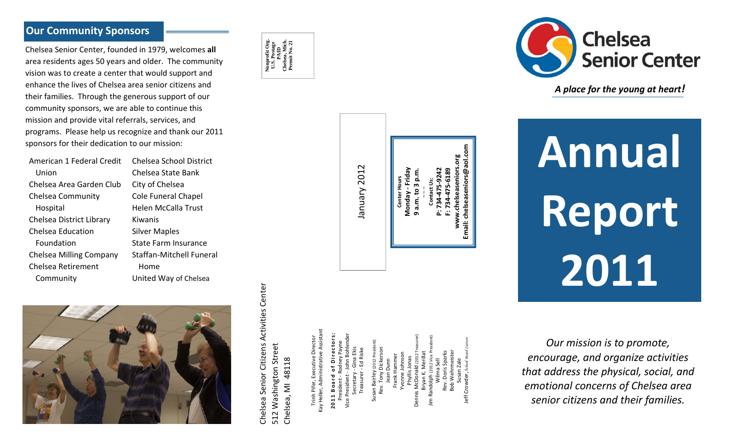## Our Community Sponsors

Chelsea Senior Center, founded in 1979, welcomes **all** area residents ages 50 years and older. The community vision was to create a center that would support and enhance the lives of Chelsea area senior citizens and their families. Through the generous support of our community sponsors, we are able to continue this mission and provide vital referrals, services, and programs. Please help us recognize and thank our 2011 sponsors for their dedication to our mission:

- American 1 Federal Credit Union
- Chelsea Area Garden Club
- Chelsea Community Hospital
- Chelsea District Library
- Chelsea Education Foundation
- Chelsea Milling Company
- Chelsea Retirement Community
- Chelsea School District
- Chelsea State Bank
- City of Chelsea
- Cole Funeral Chapel
- Helen McCalla Trust
- Kiwanis
- Silver Maples
- State Farm Insurance
- Staffan-Mitchell Funeral Home
- United Way of Chelsea

**Nonprofit Org.**
**U.S. Postage**
**PAID**
**Chelsea, Mich.**
**Permit No. 21**

January 2012

**Center Hours**
**Monday - Friday**
**9 a.m. to 3 p.m.**

**Contact Us:**
**P: 734-475-9242**
**F: 734-475-6189**
**www.chelseaseniors.org**
**Email: chelseaseniors@aol.com**

Chelsea Senior Citizens Activities Center
512 Washington Street
Chelsea, MI 48118

Trinh Pifer, Executive Director
Kay Heller, Administrative Assistant

**2011 Board of Directors:**
President - Rodney Payne
Vice President - John Bohlender
Secretary - Gina Ekis
Treasurer - Ed Riske

Susan Bairley (2012 President)
Rev. Tony Dickerson
Jean Dunn
Frank Hammer
Yvonne Johnson
Phyllis Jonas
Dennis McDonald (2012 Treasurer)
Bryan K. Merillat
Jim Randolph (2012 Vice President)
Wilma Sell
Rev. Doris Sparks
Bob Wehrmeister
Susan Zale
Jeff Crowder, *School Board Liaison*

# Chelsea Senior Center

*A place for the young at heart!*

# Annual Report 2011

*Our mission is to promote, encourage, and organize activities that address the physical, social, and emotional concerns of Chelsea area senior citizens and their families.*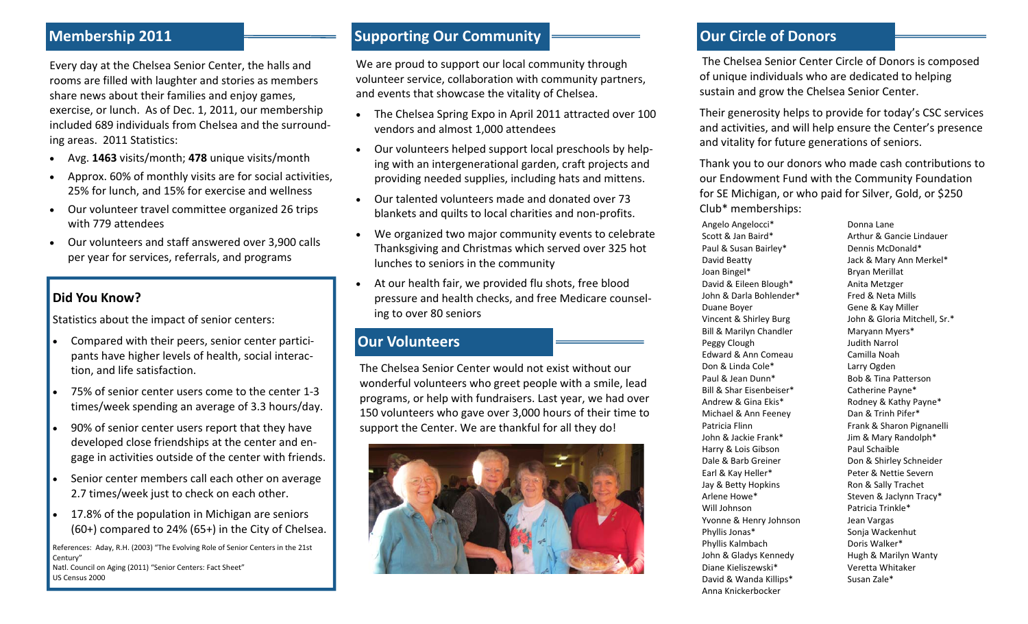## Membership 2011

Every day at the Chelsea Senior Center, the halls and rooms are filled with laughter and stories as members share news about their families and enjoy games, exercise, or lunch. As of Dec. 1, 2011, our membership included 689 individuals from Chelsea and the surrounding areas. 2011 Statistics:

- Avg. **1463** visits/month; **478** unique visits/month
- Approx. 60% of monthly visits are for social activities, 25% for lunch, and 15% for exercise and wellness
- Our volunteer travel committee organized 26 trips with 779 attendees
- Our volunteers and staff answered over 3,900 calls per year for services, referrals, and programs

### Did You Know?

Statistics about the impact of senior centers:

- Compared with their peers, senior center participants have higher levels of health, social interaction, and life satisfaction.
- 75% of senior center users come to the center 1-3 times/week spending an average of 3.3 hours/day.
- 90% of senior center users report that they have developed close friendships at the center and engage in activities outside of the center with friends.
- Senior center members call each other on average 2.7 times/week just to check on each other.
- 17.8% of the population in Michigan are seniors (60+) compared to 24% (65+) in the City of Chelsea.

References: Aday, R.H. (2003) "The Evolving Role of Senior Centers in the 21st Century"
Natl. Council on Aging (2011) "Senior Centers: Fact Sheet"
US Census 2000

## Supporting Our Community

We are proud to support our local community through volunteer service, collaboration with community partners, and events that showcase the vitality of Chelsea.

- The Chelsea Spring Expo in April 2011 attracted over 100 vendors and almost 1,000 attendees
- Our volunteers helped support local preschools by helping with an intergenerational garden, craft projects and providing needed supplies, including hats and mittens.
- Our talented volunteers made and donated over 73 blankets and quilts to local charities and non-profits.
- We organized two major community events to celebrate Thanksgiving and Christmas which served over 325 hot lunches to seniors in the community
- At our health fair, we provided flu shots, free blood pressure and health checks, and free Medicare counseling to over 80 seniors

## Our Volunteers

The Chelsea Senior Center would not exist without our wonderful volunteers who greet people with a smile, lead programs, or help with fundraisers. Last year, we had over 150 volunteers who gave over 3,000 hours of their time to support the Center. We are thankful for all they do!

## Our Circle of Donors

The Chelsea Senior Center Circle of Donors is composed of unique individuals who are dedicated to helping sustain and grow the Chelsea Senior Center.

Their generosity helps to provide for today's CSC services and activities, and will help ensure the Center's presence and vitality for future generations of seniors.

Thank you to our donors who made cash contributions to our Endowment Fund with the Community Foundation for SE Michigan, or who paid for Silver, Gold, or $250 Club* memberships:

Angelo Angelocci*
Scott & Jan Baird*
Paul & Susan Bairley*
David Beatty
Joan Bingel*
David & Eileen Blough*
John & Darla Bohlender*
Duane Boyer
Vincent & Shirley Burg
Bill & Marilyn Chandler
Peggy Clough
Edward & Ann Comeau
Don & Linda Cole*
Paul & Jean Dunn*
Bill & Shar Eisenbeiser*
Andrew & Gina Ekis*
Michael & Ann Feeney
Patricia Flinn
John & Jackie Frank*
Harry & Lois Gibson
Dale & Barb Greiner
Earl & Kay Heller*
Jay & Betty Hopkins
Arlene Howe*
Will Johnson
Yvonne & Henry Johnson
Phyllis Jonas*
Phyllis Kalmbach
John & Gladys Kennedy
Diane Kieliszewski*
David & Wanda Killips*
Anna Knickerbocker
Donna Lane
Arthur & Gancie Lindauer
Dennis McDonald*
Jack & Mary Ann Merkel*
Bryan Merillat
Anita Metzger
Fred & Neta Mills
Gene & Kay Miller
John & Gloria Mitchell, Sr.*
Maryann Myers*
Judith Narrol
Camilla Noah
Larry Ogden
Bob & Tina Patterson
Catherine Payne*
Rodney & Kathy Payne*
Dan & Trinh Pifer*
Frank & Sharon Pignanelli
Jim & Mary Randolph*
Paul Schaible
Don & Shirley Schneider
Peter & Nettie Severn
Ron & Sally Trachet
Steven & Jaclynn Tracy*
Patricia Trinkle*
Jean Vargas
Sonja Wackenhut
Doris Walker*
Hugh & Marilyn Wanty
Veretta Whitaker
Susan Zale*